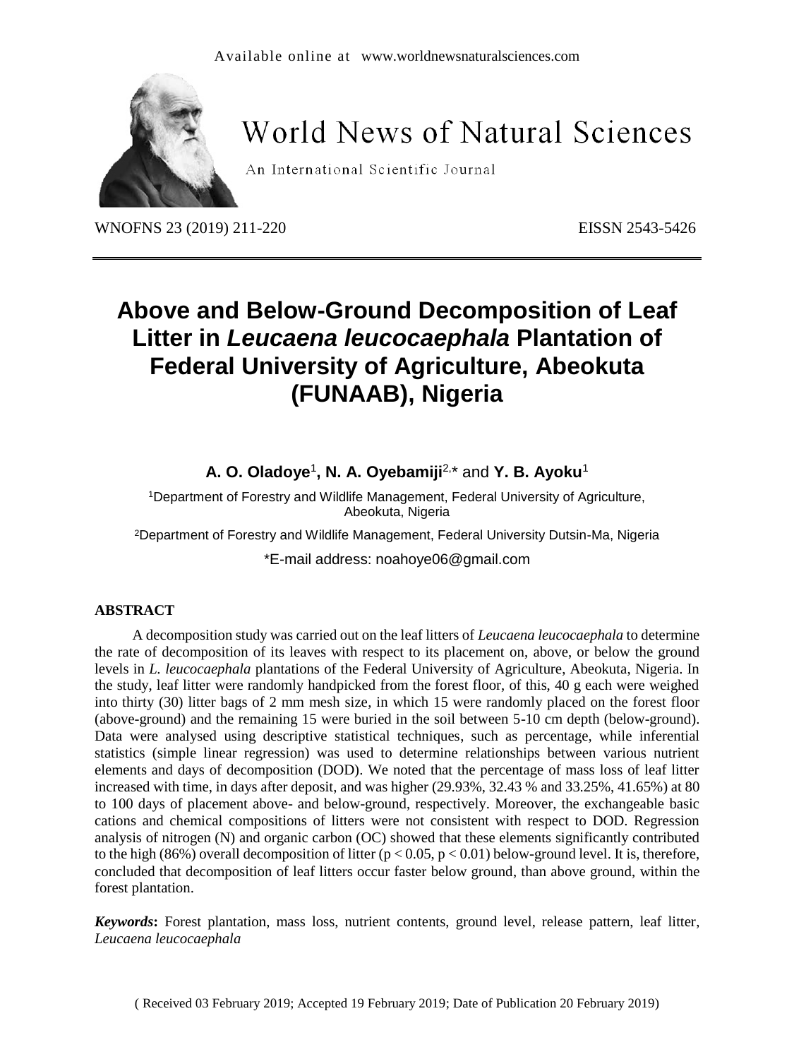Available online at www.worldnewsnaturalsciences.com

# World News of Natural Sciences

An International Scientific Journal

WNOFNS 23 (2019) 211-220 EISSN 2543-5426

# Above and Below-Ground Decomposition of Leaf Litter in *Leucaena leucocaephala* Plantation of Federal University of Agriculture, Abeokuta (FUNAAB), Nigeria

**A. O. Oladoye**[1], **N. A. Oyebamiji**[2,*] and **Y. B. Ayoku**[1]

[1]Department of Forestry and Wildlife Management, Federal University of Agriculture, Abeokuta, Nigeria

[2]Department of Forestry and Wildlife Management, Federal University Dutsin-Ma, Nigeria

*E-mail address: noahoye06@gmail.com

## ABSTRACT

A decomposition study was carried out on the leaf litters of *Leucaena leucocaephala* to determine the rate of decomposition of its leaves with respect to its placement on, above, or below the ground levels in *L. leucocaephala* plantations of the Federal University of Agriculture, Abeokuta, Nigeria. In the study, leaf litter were randomly handpicked from the forest floor, of this, 40 g each were weighed into thirty (30) litter bags of 2 mm mesh size, in which 15 were randomly placed on the forest floor (above-ground) and the remaining 15 were buried in the soil between 5-10 cm depth (below-ground). Data were analysed using descriptive statistical techniques, such as percentage, while inferential statistics (simple linear regression) was used to determine relationships between various nutrient elements and days of decomposition (DOD). We noted that the percentage of mass loss of leaf litter increased with time, in days after deposit, and was higher (29.93%, 32.43 % and 33.25%, 41.65%) at 80 to 100 days of placement above- and below-ground, respectively. Moreover, the exchangeable basic cations and chemical compositions of litters were not consistent with respect to DOD. Regression analysis of nitrogen (N) and organic carbon (OC) showed that these elements significantly contributed to the high (86%) overall decomposition of litter ($p < 0.05$, $p < 0.01$) below-ground level. It is, therefore, concluded that decomposition of leaf litters occur faster below ground, than above ground, within the forest plantation.

***Keywords*:** Forest plantation, mass loss, nutrient contents, ground level, release pattern, leaf litter, *Leucaena leucocaephala*

( Received 03 February 2019; Accepted 19 February 2019; Date of Publication 20 February 2019)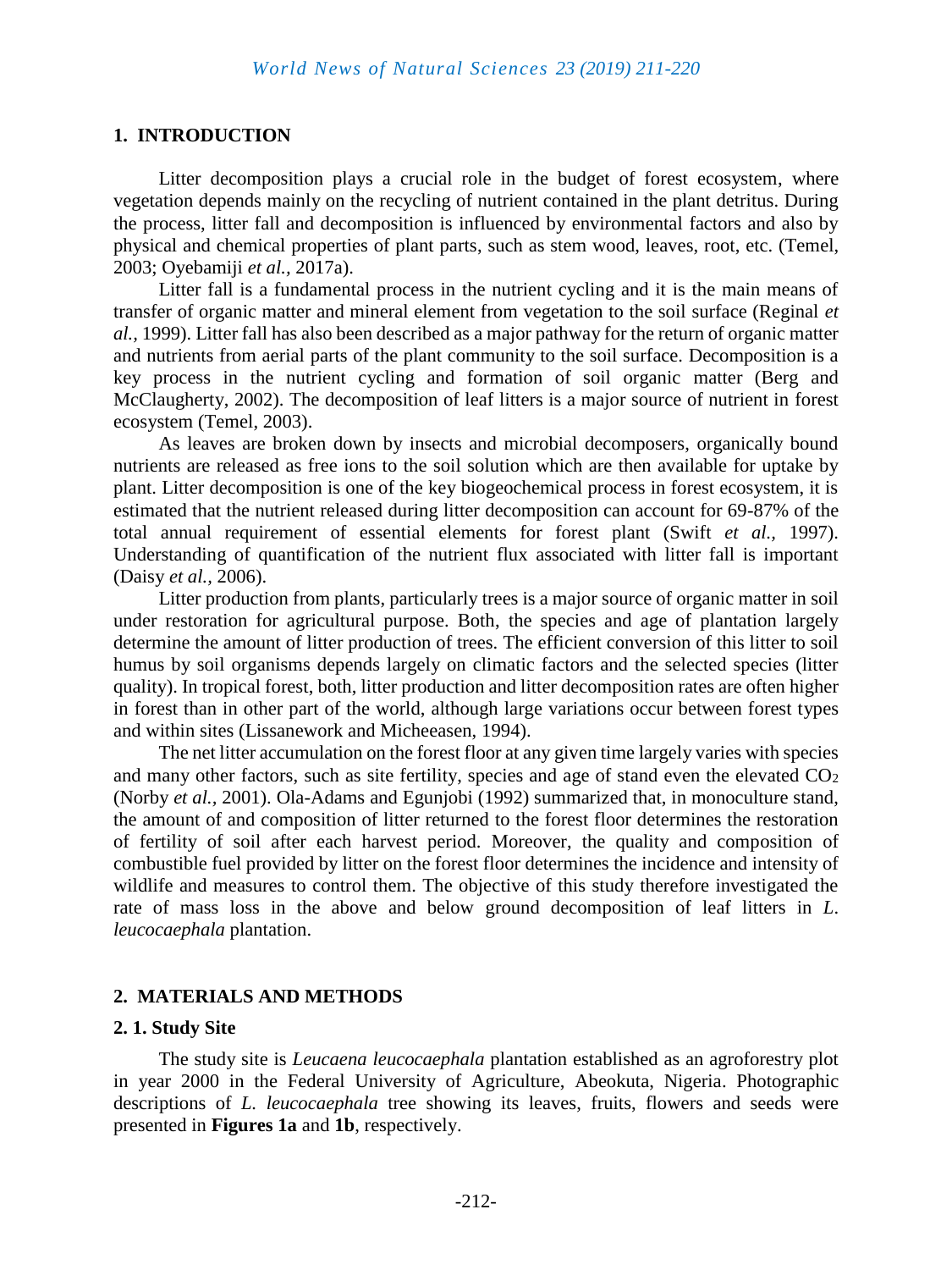## 1. INTRODUCTION

Litter decomposition plays a crucial role in the budget of forest ecosystem, where vegetation depends mainly on the recycling of nutrient contained in the plant detritus. During the process, litter fall and decomposition is influenced by environmental factors and also by physical and chemical properties of plant parts, such as stem wood, leaves, root, etc. (Temel, 2003; Oyebamiji *et al.*, 2017a).

Litter fall is a fundamental process in the nutrient cycling and it is the main means of transfer of organic matter and mineral element from vegetation to the soil surface (Reginal *et al.*, 1999). Litter fall has also been described as a major pathway for the return of organic matter and nutrients from aerial parts of the plant community to the soil surface. Decomposition is a key process in the nutrient cycling and formation of soil organic matter (Berg and McClaugherty, 2002). The decomposition of leaf litters is a major source of nutrient in forest ecosystem (Temel, 2003).

As leaves are broken down by insects and microbial decomposers, organically bound nutrients are released as free ions to the soil solution which are then available for uptake by plant. Litter decomposition is one of the key biogeochemical process in forest ecosystem, it is estimated that the nutrient released during litter decomposition can account for 69-87% of the total annual requirement of essential elements for forest plant (Swift *et al.*, 1997). Understanding of quantification of the nutrient flux associated with litter fall is important (Daisy *et al.*, 2006).

Litter production from plants, particularly trees is a major source of organic matter in soil under restoration for agricultural purpose. Both, the species and age of plantation largely determine the amount of litter production of trees. The efficient conversion of this litter to soil humus by soil organisms depends largely on climatic factors and the selected species (litter quality). In tropical forest, both, litter production and litter decomposition rates are often higher in forest than in other part of the world, although large variations occur between forest types and within sites (Lissanework and Micheeasen, 1994).

The net litter accumulation on the forest floor at any given time largely varies with species and many other factors, such as site fertility, species and age of stand even the elevated $CO_2$ (Norby *et al.*, 2001). Ola-Adams and Egunjobi (1992) summarized that, in monoculture stand, the amount of and composition of litter returned to the forest floor determines the restoration of fertility of soil after each harvest period. Moreover, the quality and composition of combustible fuel provided by litter on the forest floor determines the incidence and intensity of wildlife and measures to control them. The objective of this study therefore investigated the rate of mass loss in the above and below ground decomposition of leaf litters in *L. leucocaephala* plantation.

## 2. MATERIALS AND METHODS

### 2. 1. Study Site

The study site is *Leucaena leucocaephala* plantation established as an agroforestry plot in year 2000 in the Federal University of Agriculture, Abeokuta, Nigeria. Photographic descriptions of *L. leucocaephala* tree showing its leaves, fruits, flowers and seeds were presented in **Figures 1a** and **1b**, respectively.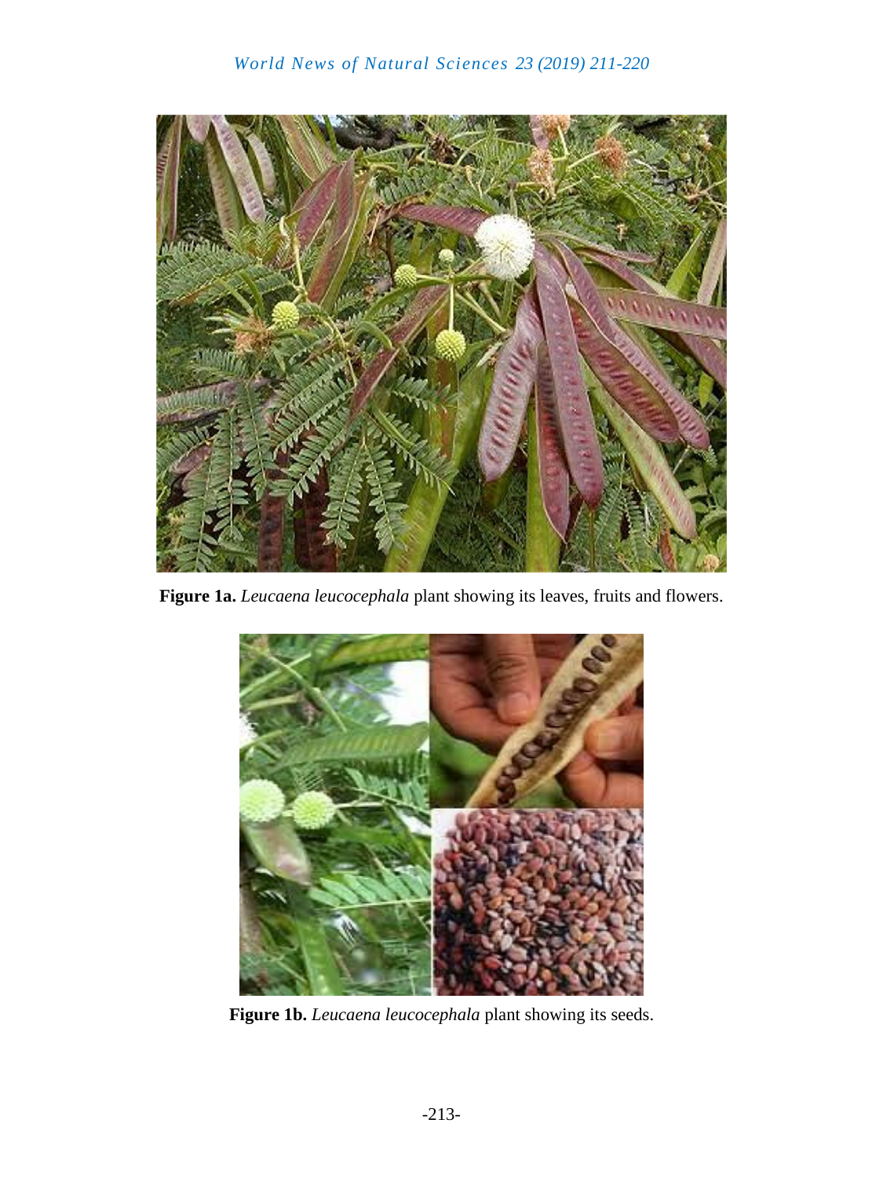**Figure 1a.** *Leucaena leucocephala* plant showing its leaves, fruits and flowers.

**Figure 1b.** *Leucaena leucocephala* plant showing its seeds.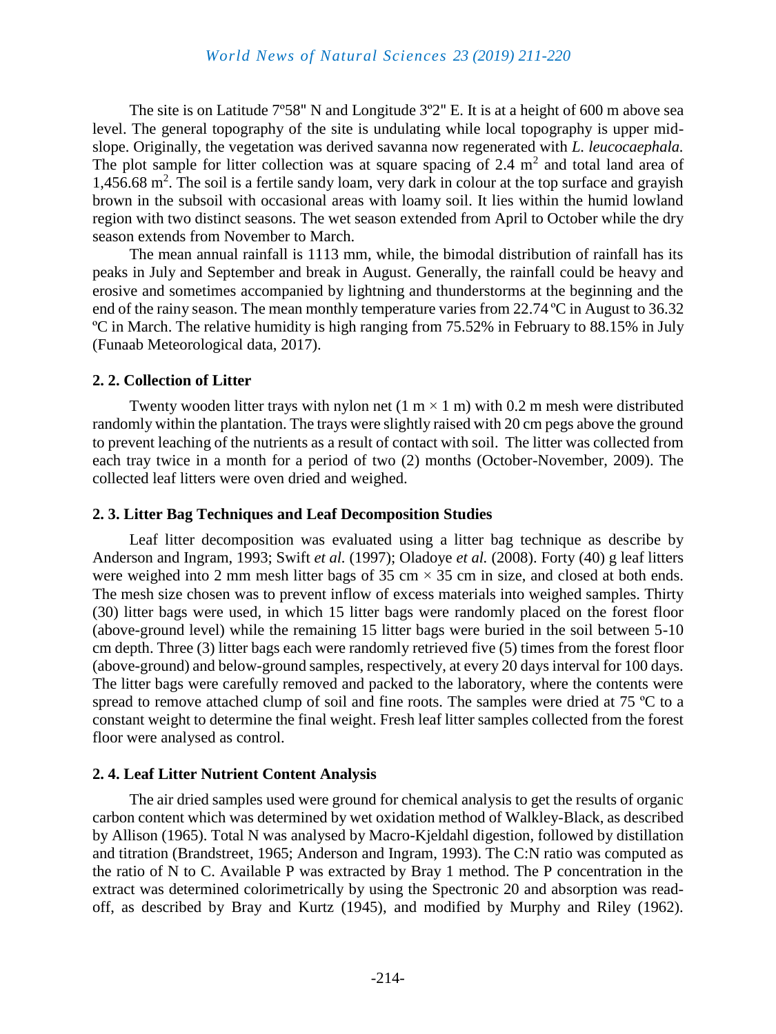The site is on Latitude 7º58" N and Longitude 3º2" E. It is at a height of 600 m above sea level. The general topography of the site is undulating while local topography is upper mid-slope. Originally, the vegetation was derived savanna now regenerated with *L. leucocaephala.* The plot sample for litter collection was at square spacing of 2.4 $m^2$ and total land area of 1,456.68 $m^2$. The soil is a fertile sandy loam, very dark in colour at the top surface and grayish brown in the subsoil with occasional areas with loamy soil. It lies within the humid lowland region with two distinct seasons. The wet season extended from April to October while the dry season extends from November to March.

The mean annual rainfall is 1113 mm, while, the bimodal distribution of rainfall has its peaks in July and September and break in August. Generally, the rainfall could be heavy and erosive and sometimes accompanied by lightning and thunderstorms at the beginning and the end of the rainy season. The mean monthly temperature varies from 22.74 ºC in August to 36.32 ºC in March. The relative humidity is high ranging from 75.52% in February to 88.15% in July (Funaab Meteorological data, 2017).

### 2. 2. Collection of Litter

Twenty wooden litter trays with nylon net (1 m × 1 m) with 0.2 m mesh were distributed randomly within the plantation. The trays were slightly raised with 20 cm pegs above the ground to prevent leaching of the nutrients as a result of contact with soil. The litter was collected from each tray twice in a month for a period of two (2) months (October-November, 2009). The collected leaf litters were oven dried and weighed.

### 2. 3. Litter Bag Techniques and Leaf Decomposition Studies

Leaf litter decomposition was evaluated using a litter bag technique as describe by Anderson and Ingram, 1993; Swift *et al.* (1997); Oladoye *et al.* (2008). Forty (40) g leaf litters were weighed into 2 mm mesh litter bags of 35 cm × 35 cm in size, and closed at both ends. The mesh size chosen was to prevent inflow of excess materials into weighed samples. Thirty (30) litter bags were used, in which 15 litter bags were randomly placed on the forest floor (above-ground level) while the remaining 15 litter bags were buried in the soil between 5-10 cm depth. Three (3) litter bags each were randomly retrieved five (5) times from the forest floor (above-ground) and below-ground samples, respectively, at every 20 days interval for 100 days. The litter bags were carefully removed and packed to the laboratory, where the contents were spread to remove attached clump of soil and fine roots. The samples were dried at 75 ºC to a constant weight to determine the final weight. Fresh leaf litter samples collected from the forest floor were analysed as control.

### 2. 4. Leaf Litter Nutrient Content Analysis

The air dried samples used were ground for chemical analysis to get the results of organic carbon content which was determined by wet oxidation method of Walkley-Black, as described by Allison (1965). Total N was analysed by Macro-Kjeldahl digestion, followed by distillation and titration (Brandstreet, 1965; Anderson and Ingram, 1993). The C:N ratio was computed as the ratio of N to C. Available P was extracted by Bray 1 method. The P concentration in the extract was determined colorimetrically by using the Spectronic 20 and absorption was read-off, as described by Bray and Kurtz (1945), and modified by Murphy and Riley (1962).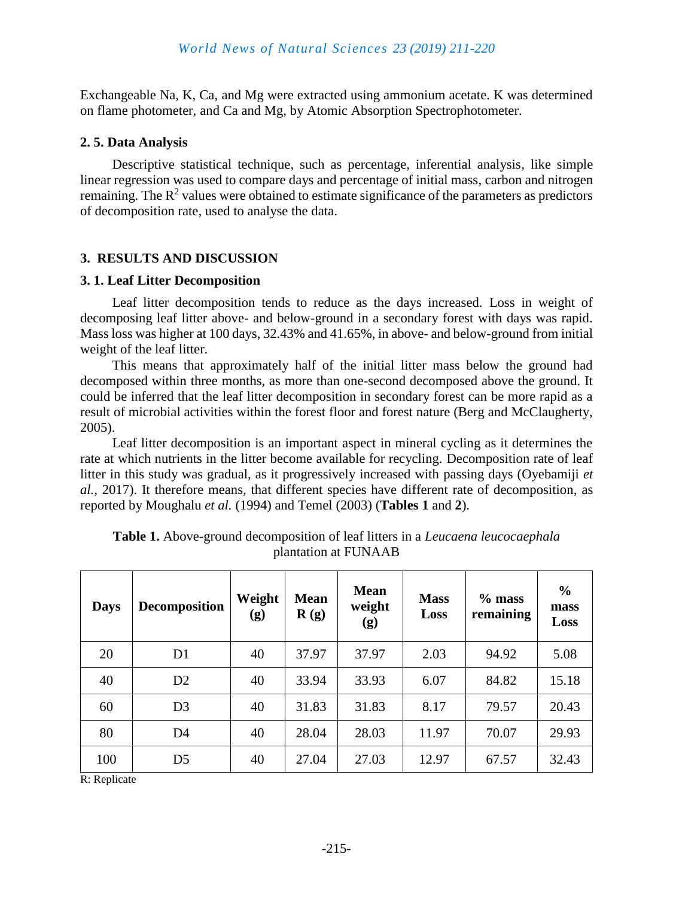Exchangeable Na, K, Ca, and Mg were extracted using ammonium acetate. K was determined on flame photometer, and Ca and Mg, by Atomic Absorption Spectrophotometer.

### 2. 5. Data Analysis

Descriptive statistical technique, such as percentage, inferential analysis, like simple linear regression was used to compare days and percentage of initial mass, carbon and nitrogen remaining. The $R^2$ values were obtained to estimate significance of the parameters as predictors of decomposition rate, used to analyse the data.

## 3. RESULTS AND DISCUSSION

### 3. 1. Leaf Litter Decomposition

Leaf litter decomposition tends to reduce as the days increased. Loss in weight of decomposing leaf litter above- and below-ground in a secondary forest with days was rapid. Mass loss was higher at 100 days, 32.43% and 41.65%, in above- and below-ground from initial weight of the leaf litter.

This means that approximately half of the initial litter mass below the ground had decomposed within three months, as more than one-second decomposed above the ground. It could be inferred that the leaf litter decomposition in secondary forest can be more rapid as a result of microbial activities within the forest floor and forest nature (Berg and McClaugherty, 2005).

Leaf litter decomposition is an important aspect in mineral cycling as it determines the rate at which nutrients in the litter become available for recycling. Decomposition rate of leaf litter in this study was gradual, as it progressively increased with passing days (Oyebamiji *et al.,* 2017). It therefore means, that different species have different rate of decomposition, as reported by Moughalu *et al.* (1994) and Temel (2003) (**Tables 1** and **2**).

**Table 1.** Above-ground decomposition of leaf litters in a *Leucaena leucocaephala* plantation at FUNAAB

| Days | Decomposition | Weight (g) | Mean R (g) | Mean weight (g) | Mass Loss | % mass remaining | % mass Loss |
|---|---|---|---|---|---|---|---|
| 20 | D1 | 40 | 37.97 | 37.97 | 2.03 | 94.92 | 5.08 |
| 40 | D2 | 40 | 33.94 | 33.93 | 6.07 | 84.82 | 15.18 |
| 60 | D3 | 40 | 31.83 | 31.83 | 8.17 | 79.57 | 20.43 |
| 80 | D4 | 40 | 28.04 | 28.03 | 11.97 | 70.07 | 29.93 |
| 100 | D5 | 40 | 27.04 | 27.03 | 12.97 | 67.57 | 32.43 |

R: Replicate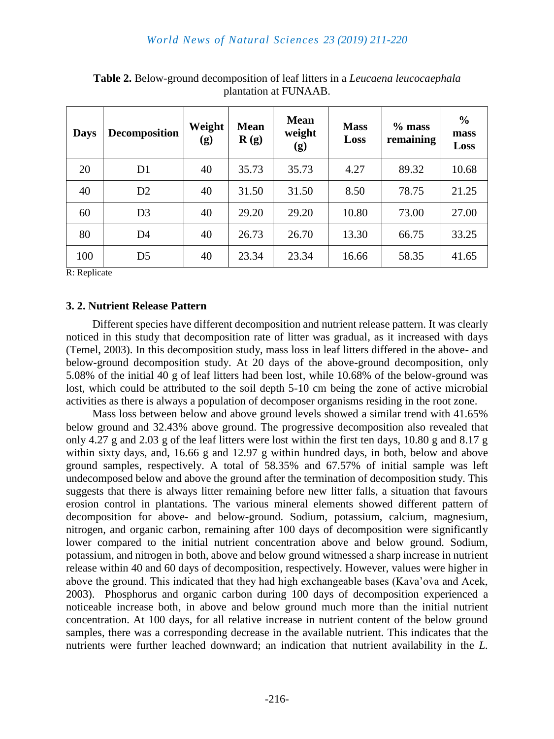**Table 2.** Below-ground decomposition of leaf litters in a *Leucaena leucocaephala* plantation at FUNAAB.

| Days | Decomposition | Weight (g) | Mean R (g) | Mean weight (g) | Mass Loss | % mass remaining | % mass Loss |
|---|---|---|---|---|---|---|---|
| 20 | D1 | 40 | 35.73 | 35.73 | 4.27 | 89.32 | 10.68 |
| 40 | D2 | 40 | 31.50 | 31.50 | 8.50 | 78.75 | 21.25 |
| 60 | D3 | 40 | 29.20 | 29.20 | 10.80 | 73.00 | 27.00 |
| 80 | D4 | 40 | 26.73 | 26.70 | 13.30 | 66.75 | 33.25 |
| 100 | D5 | 40 | 23.34 | 23.34 | 16.66 | 58.35 | 41.65 |

R: Replicate

### 3. 2. Nutrient Release Pattern

Different species have different decomposition and nutrient release pattern. It was clearly noticed in this study that decomposition rate of litter was gradual, as it increased with days (Temel, 2003). In this decomposition study, mass loss in leaf litters differed in the above- and below-ground decomposition study. At 20 days of the above-ground decomposition, only 5.08% of the initial 40 g of leaf litters had been lost, while 10.68% of the below-ground was lost, which could be attributed to the soil depth 5-10 cm being the zone of active microbial activities as there is always a population of decomposer organisms residing in the root zone.

Mass loss between below and above ground levels showed a similar trend with 41.65% below ground and 32.43% above ground. The progressive decomposition also revealed that only 4.27 g and 2.03 g of the leaf litters were lost within the first ten days, 10.80 g and 8.17 g within sixty days, and, 16.66 g and 12.97 g within hundred days, in both, below and above ground samples, respectively. A total of 58.35% and 67.57% of initial sample was left undecomposed below and above the ground after the termination of decomposition study. This suggests that there is always litter remaining before new litter falls, a situation that favours erosion control in plantations. The various mineral elements showed different pattern of decomposition for above- and below-ground. Sodium, potassium, calcium, magnesium, nitrogen, and organic carbon, remaining after 100 days of decomposition were significantly lower compared to the initial nutrient concentration above and below ground. Sodium, potassium, and nitrogen in both, above and below ground witnessed a sharp increase in nutrient release within 40 and 60 days of decomposition, respectively. However, values were higher in above the ground. This indicated that they had high exchangeable bases (Kava'ova and Acek, 2003). Phosphorus and organic carbon during 100 days of decomposition experienced a noticeable increase both, in above and below ground much more than the initial nutrient concentration. At 100 days, for all relative increase in nutrient content of the below ground samples, there was a corresponding decrease in the available nutrient. This indicates that the nutrients were further leached downward; an indication that nutrient availability in the *L.*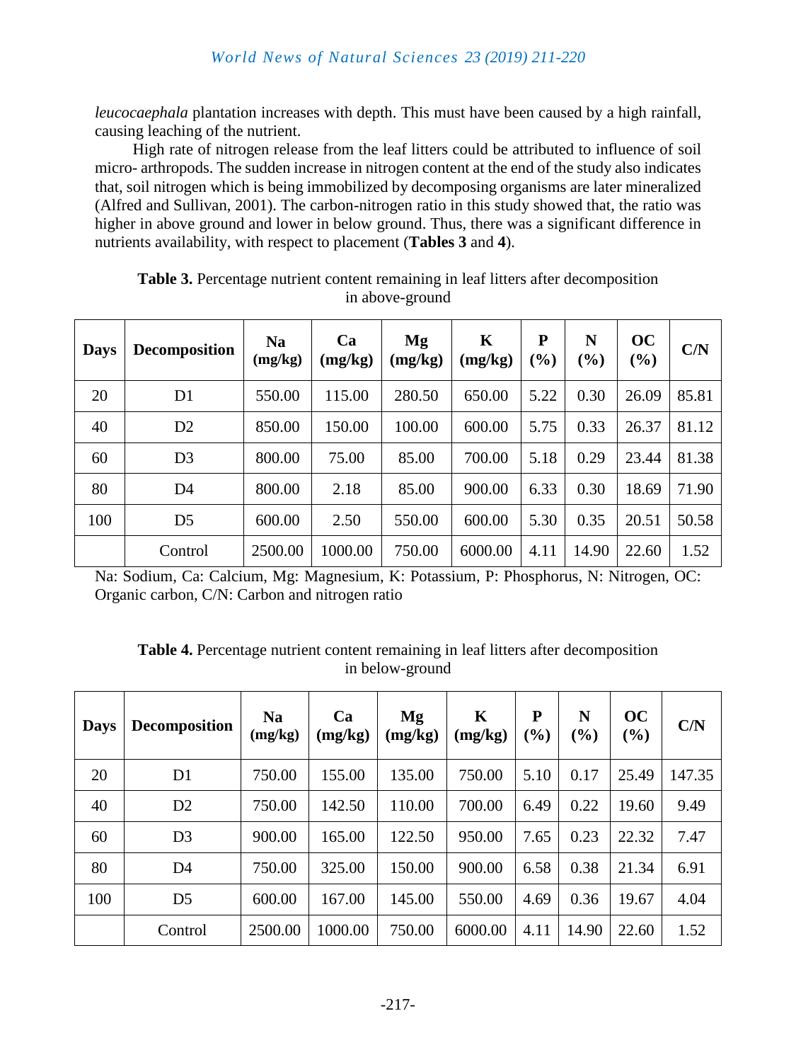*leucocaephala* plantation increases with depth. This must have been caused by a high rainfall, causing leaching of the nutrient.

High rate of nitrogen release from the leaf litters could be attributed to influence of soil micro- arthropods. The sudden increase in nitrogen content at the end of the study also indicates that, soil nitrogen which is being immobilized by decomposing organisms are later mineralized (Alfred and Sullivan, 2001). The carbon-nitrogen ratio in this study showed that, the ratio was higher in above ground and lower in below ground. Thus, there was a significant difference in nutrients availability, with respect to placement (**Tables 3** and **4**).

**Table 3.** Percentage nutrient content remaining in leaf litters after decomposition in above-ground

| Days | Decomposition | Na (mg/kg) | Ca (mg/kg) | Mg (mg/kg) | K (mg/kg) | P (%) | N (%) | OC (%) | C/N |
|---|---|---|---|---|---|---|---|---|---|
| 20 | D1 | 550.00 | 115.00 | 280.50 | 650.00 | 5.22 | 0.30 | 26.09 | 85.81 |
| 40 | D2 | 850.00 | 150.00 | 100.00 | 600.00 | 5.75 | 0.33 | 26.37 | 81.12 |
| 60 | D3 | 800.00 | 75.00 | 85.00 | 700.00 | 5.18 | 0.29 | 23.44 | 81.38 |
| 80 | D4 | 800.00 | 2.18 | 85.00 | 900.00 | 6.33 | 0.30 | 18.69 | 71.90 |
| 100 | D5 | 600.00 | 2.50 | 550.00 | 600.00 | 5.30 | 0.35 | 20.51 | 50.58 |
| | Control | 2500.00 | 1000.00 | 750.00 | 6000.00 | 4.11 | 14.90 | 22.60 | 1.52 |

Na: Sodium, Ca: Calcium, Mg: Magnesium, K: Potassium, P: Phosphorus, N: Nitrogen, OC: Organic carbon, C/N: Carbon and nitrogen ratio

**Table 4.** Percentage nutrient content remaining in leaf litters after decomposition in below-ground

| Days | Decomposition | Na (mg/kg) | Ca (mg/kg) | Mg (mg/kg) | K (mg/kg) | P (%) | N (%) | OC (%) | C/N |
|---|---|---|---|---|---|---|---|---|---|
| 20 | D1 | 750.00 | 155.00 | 135.00 | 750.00 | 5.10 | 0.17 | 25.49 | 147.35 |
| 40 | D2 | 750.00 | 142.50 | 110.00 | 700.00 | 6.49 | 0.22 | 19.60 | 9.49 |
| 60 | D3 | 900.00 | 165.00 | 122.50 | 950.00 | 7.65 | 0.23 | 22.32 | 7.47 |
| 80 | D4 | 750.00 | 325.00 | 150.00 | 900.00 | 6.58 | 0.38 | 21.34 | 6.91 |
| 100 | D5 | 600.00 | 167.00 | 145.00 | 550.00 | 4.69 | 0.36 | 19.67 | 4.04 |
| | Control | 2500.00 | 1000.00 | 750.00 | 6000.00 | 4.11 | 14.90 | 22.60 | 1.52 |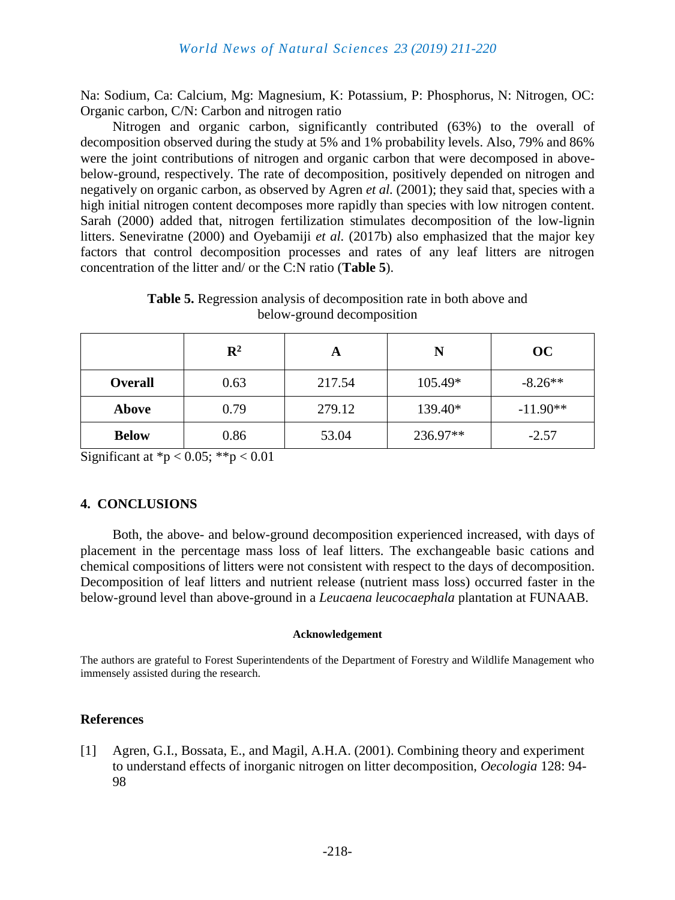Na: Sodium, Ca: Calcium, Mg: Magnesium, K: Potassium, P: Phosphorus, N: Nitrogen, OC: Organic carbon, C/N: Carbon and nitrogen ratio

Nitrogen and organic carbon, significantly contributed (63%) to the overall of decomposition observed during the study at 5% and 1% probability levels. Also, 79% and 86% were the joint contributions of nitrogen and organic carbon that were decomposed in above-below-ground, respectively. The rate of decomposition, positively depended on nitrogen and negatively on organic carbon, as observed by Agren *et al.* (2001); they said that, species with a high initial nitrogen content decomposes more rapidly than species with low nitrogen content. Sarah (2000) added that, nitrogen fertilization stimulates decomposition of the low-lignin litters. Seneviratne (2000) and Oyebamiji *et al.* (2017b) also emphasized that the major key factors that control decomposition processes and rates of any leaf litters are nitrogen concentration of the litter and/ or the C:N ratio (**Table 5**).

**Table 5.** Regression analysis of decomposition rate in both above and below-ground decomposition

| | $R^2$ | A | N | OC |
|---|---|---|---|---|
| **Overall** | 0.63 | 217.54 | 105.49* | -8.26** |
| **Above** | 0.79 | 279.12 | 139.40* | -11.90** |
| **Below** | 0.86 | 53.04 | 236.97** | -2.57 |

Significant at $*p < 0.05$; $**p < 0.01$

## 4. CONCLUSIONS

Both, the above- and below-ground decomposition experienced increased, with days of placement in the percentage mass loss of leaf litters. The exchangeable basic cations and chemical compositions of litters were not consistent with respect to the days of decomposition. Decomposition of leaf litters and nutrient release (nutrient mass loss) occurred faster in the below-ground level than above-ground in a *Leucaena leucocaephala* plantation at FUNAAB.

**Acknowledgement**

The authors are grateful to Forest Superintendents of the Department of Forestry and Wildlife Management who immensely assisted during the research.

## References

[1] Agren, G.I., Bossata, E., and Magil, A.H.A. (2001). Combining theory and experiment to understand effects of inorganic nitrogen on litter decomposition, *Oecologia* 128: 94-98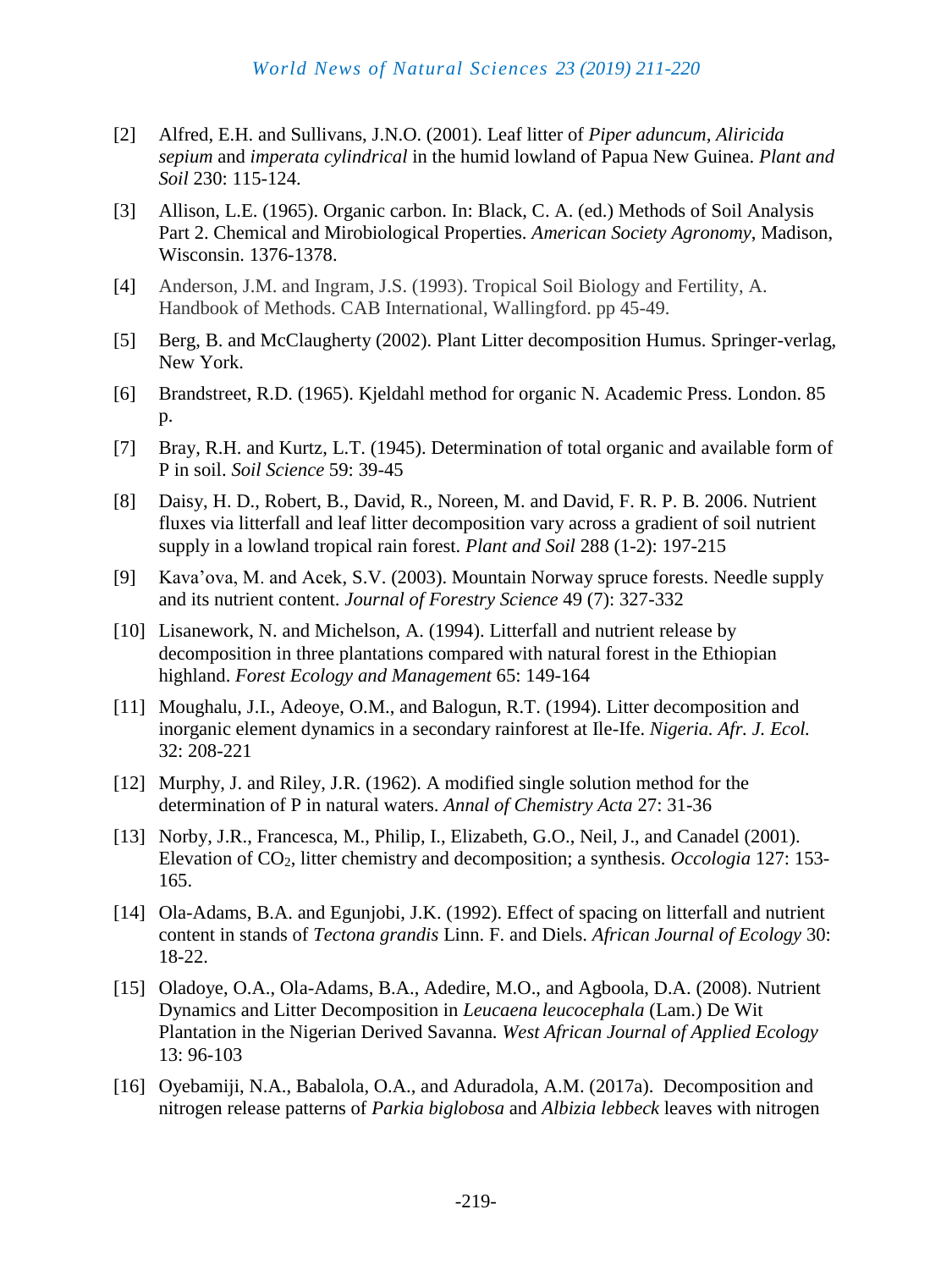[2] Alfred, E.H. and Sullivans, J.N.O. (2001). Leaf litter of *Piper aduncum, Aliricida sepium* and *imperata cylindrical* in the humid lowland of Papua New Guinea. *Plant and Soil* 230: 115-124.

[3] Allison, L.E. (1965). Organic carbon. In: Black, C. A. (ed.) Methods of Soil Analysis Part 2. Chemical and Mirobiological Properties. *American Society Agronomy*, Madison, Wisconsin. 1376-1378.

[4] Anderson, J.M. and Ingram, J.S. (1993). Tropical Soil Biology and Fertility, A. Handbook of Methods. CAB International, Wallingford. pp 45-49.

[5] Berg, B. and McClaugherty (2002). Plant Litter decomposition Humus. Springer-verlag, New York.

[6] Brandstreet, R.D. (1965). Kjeldahl method for organic N. Academic Press. London. 85 p.

[7] Bray, R.H. and Kurtz, L.T. (1945). Determination of total organic and available form of P in soil. *Soil Science* 59: 39-45

[8] Daisy, H. D., Robert, B., David, R., Noreen, M. and David, F. R. P. B. 2006. Nutrient fluxes via litterfall and leaf litter decomposition vary across a gradient of soil nutrient supply in a lowland tropical rain forest. *Plant and Soil* 288 (1-2): 197-215

[9] Kava'ova, M. and Acek, S.V. (2003). Mountain Norway spruce forests. Needle supply and its nutrient content. *Journal of Forestry Science* 49 (7): 327-332

[10] Lisanework, N. and Michelson, A. (1994). Litterfall and nutrient release by decomposition in three plantations compared with natural forest in the Ethiopian highland. *Forest Ecology and Management* 65: 149-164

[11] Moughalu, J.I., Adeoye, O.M., and Balogun, R.T. (1994). Litter decomposition and inorganic element dynamics in a secondary rainforest at Ile-Ife. *Nigeria. Afr. J. Ecol.* 32: 208-221

[12] Murphy, J. and Riley, J.R. (1962). A modified single solution method for the determination of P in natural waters. *Annal of Chemistry Acta* 27: 31-36

[13] Norby, J.R., Francesca, M., Philip, I., Elizabeth, G.O., Neil, J., and Canadel (2001). Elevation of $CO_2$, litter chemistry and decomposition; a synthesis. *Occologia* 127: 153-165.

[14] Ola-Adams, B.A. and Egunjobi, J.K. (1992). Effect of spacing on litterfall and nutrient content in stands of *Tectona grandis* Linn. F. and Diels. *African Journal of Ecology* 30: 18-22.

[15] Oladoye, O.A., Ola-Adams, B.A., Adedire, M.O., and Agboola, D.A. (2008). Nutrient Dynamics and Litter Decomposition in *Leucaena leucocephala* (Lam.) De Wit Plantation in the Nigerian Derived Savanna. *West African Journal of Applied Ecology* 13: 96-103

[16] Oyebamiji, N.A., Babalola, O.A., and Aduradola, A.M. (2017a). Decomposition and nitrogen release patterns of *Parkia biglobosa* and *Albizia lebbeck* leaves with nitrogen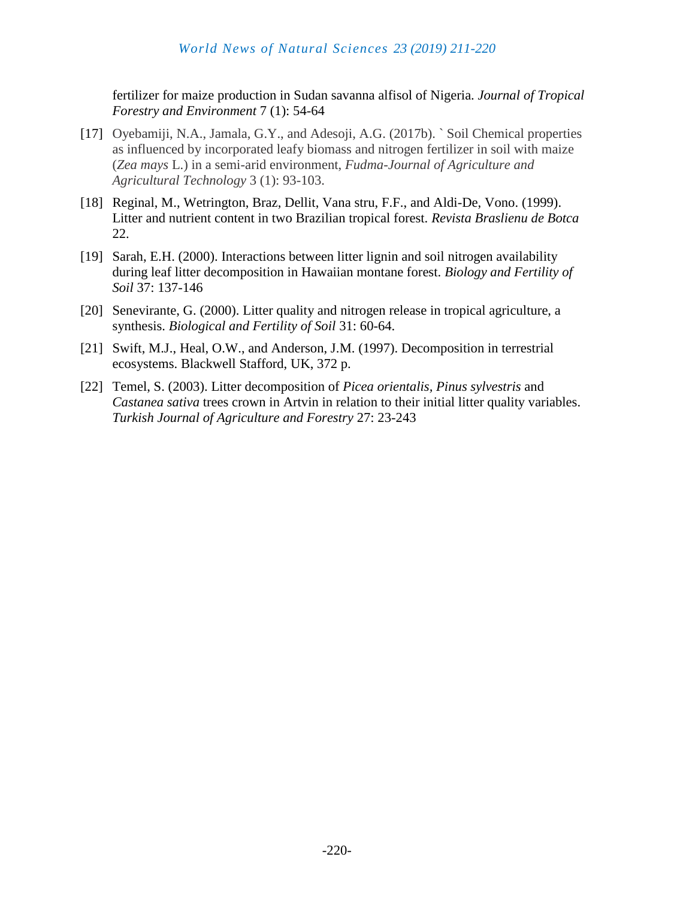fertilizer for maize production in Sudan savanna alfisol of Nigeria. *Journal of Tropical Forestry and Environment* 7 (1): 54-64

[17] Oyebamiji, N.A., Jamala, G.Y., and Adesoji, A.G. (2017b). ` Soil Chemical properties as influenced by incorporated leafy biomass and nitrogen fertilizer in soil with maize (*Zea mays* L.) in a semi-arid environment, *Fudma-Journal of Agriculture and Agricultural Technology* 3 (1): 93-103.

[18] Reginal, M., Wetrington, Braz, Dellit, Vana stru, F.F., and Aldi-De, Vono. (1999). Litter and nutrient content in two Brazilian tropical forest. *Revista Braslienu de Botca* 22.

[19] Sarah, E.H. (2000). Interactions between litter lignin and soil nitrogen availability during leaf litter decomposition in Hawaiian montane forest. *Biology and Fertility of Soil* 37: 137-146

[20] Senevirante, G. (2000). Litter quality and nitrogen release in tropical agriculture, a synthesis. *Biological and Fertility of Soil* 31: 60-64.

[21] Swift, M.J., Heal, O.W., and Anderson, J.M. (1997). Decomposition in terrestrial ecosystems. Blackwell Stafford, UK, 372 p.

[22] Temel, S. (2003). Litter decomposition of *Picea orientalis, Pinus sylvestris* and *Castanea sativa* trees crown in Artvin in relation to their initial litter quality variables. *Turkish Journal of Agriculture and Forestry* 27: 23-243